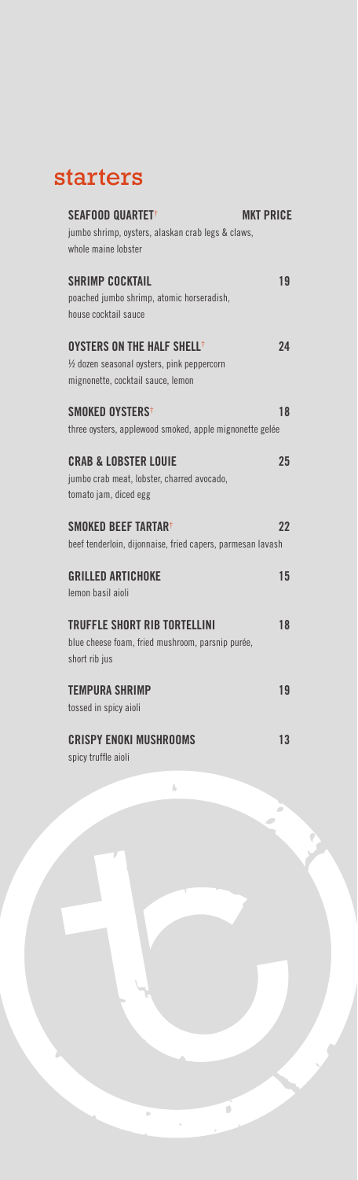# starters

**SEAFOOD QUARTET**† **MKT PRICE**
jumbo shrimp, oysters, alaskan crab legs & claws, whole maine lobster

**SHRIMP COCKTAIL** **19**
poached jumbo shrimp, atomic horseradish, house cocktail sauce

**OYSTERS ON THE HALF SHELL**† **24**
½ dozen seasonal oysters, pink peppercorn mignonette, cocktail sauce, lemon

**SMOKED OYSTERS**† **18**
three oysters, applewood smoked, apple mignonette gelée

**CRAB & LOBSTER LOUIE** **25**
jumbo crab meat, lobster, charred avocado, tomato jam, diced egg

**SMOKED BEEF TARTAR**† **22**
beef tenderloin, dijonnaise, fried capers, parmesan lavash

**GRILLED ARTICHOKE** **15**
lemon basil aioli

**TRUFFLE SHORT RIB TORTELLINI** **18**
blue cheese foam, fried mushroom, parsnip purée, short rib jus

**TEMPURA SHRIMP** **19**
tossed in spicy aioli

**CRISPY ENOKI MUSHROOMS** **13**
spicy truffle aioli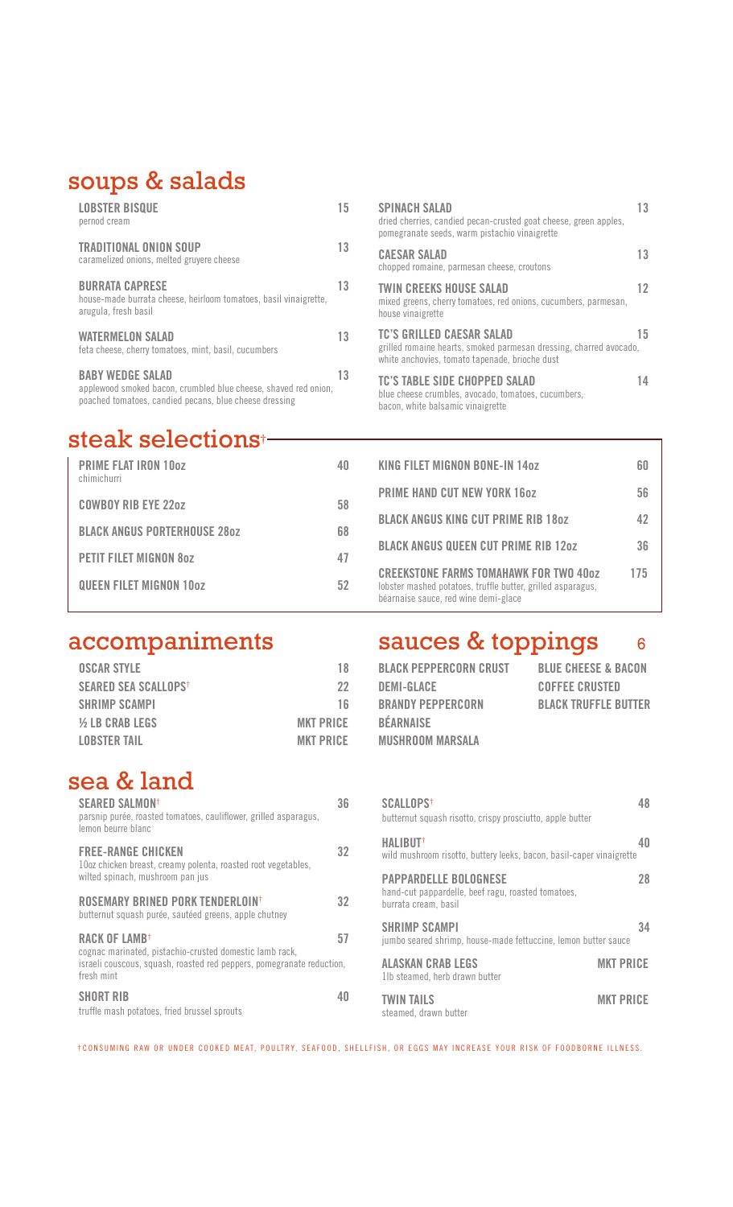## soups & salads

**LOBSTER BISQUE** 15
pernod cream

**TRADITIONAL ONION SOUP** 13
caramelized onions, melted gruyere cheese

**BURRATA CAPRESE** 13
house-made burrata cheese, heirloom tomatoes, basil vinaigrette, arugula, fresh basil

**WATERMELON SALAD** 13
feta cheese, cherry tomatoes, mint, basil, cucumbers

**BABY WEDGE SALAD** 13
applewood smoked bacon, crumbled blue cheese, shaved red onion, poached tomatoes, candied pecans, blue cheese dressing

**SPINACH SALAD** 13
dried cherries, candied pecan-crusted goat cheese, green apples, pomegranate seeds, warm pistachio vinaigrette

**CAESAR SALAD** 13
chopped romaine, parmesan cheese, croutons

**TWIN CREEKS HOUSE SALAD** 12
mixed greens, cherry tomatoes, red onions, cucumbers, parmesan, house vinaigrette

**TC'S GRILLED CAESAR SALAD** 15
grilled romaine hearts, smoked parmesan dressing, charred avocado, white anchovies, tomato tapenade, brioche dust

**TC'S TABLE SIDE CHOPPED SALAD** 14
blue cheese crumbles, avocado, tomatoes, cucumbers, bacon, white balsamic vinaigrette

## steak selections†

| Item | Price |
|---|---|
| **PRIME FLAT IRON 10oz** chimichurri | 40 |
| **COWBOY RIB EYE 22oz** | 58 |
| **BLACK ANGUS PORTERHOUSE 28oz** | 68 |
| **PETIT FILET MIGNON 8oz** | 47 |
| **QUEEN FILET MIGNON 10oz** | 52 |
| **KING FILET MIGNON BONE-IN 14oz** | 60 |
| **PRIME HAND CUT NEW YORK 16oz** | 56 |
| **BLACK ANGUS KING CUT PRIME RIB 18oz** | 42 |
| **BLACK ANGUS QUEEN CUT PRIME RIB 12oz** | 36 |
| **CREEKSTONE FARMS TOMAHAWK FOR TWO 40oz** lobster mashed potatoes, truffle butter, grilled asparagus, béarnaise sauce, red wine demi-glace | 175 |

## accompaniments

| Item | Price |
|---|---|
| OSCAR STYLE | 18 |
| SEARED SEA SCALLOPS† | 22 |
| SHRIMP SCAMPI | 16 |
| ½ LB CRAB LEGS | MKT PRICE |
| LOBSTER TAIL | MKT PRICE |

## sauces & toppings 6

- BLACK PEPPERCORN CRUST
- DEMI-GLACE
- BRANDY PEPPERCORN
- BÉARNAISE
- MUSHROOM MARSALA
- BLUE CHEESE & BACON
- COFFEE CRUSTED
- BLACK TRUFFLE BUTTER

## sea & land

**SEARED SALMON†** 36
parsnip purée, roasted tomatoes, cauliflower, grilled asparagus, lemon beurre blanc

**FREE-RANGE CHICKEN** 32
10oz chicken breast, creamy polenta, roasted root vegetables, wilted spinach, mushroom pan jus

**ROSEMARY BRINED PORK TENDERLOIN†** 32
butternut squash purée, sautéed greens, apple chutney

**RACK OF LAMB†** 57
cognac marinated, pistachio-crusted domestic lamb rack, israeli couscous, squash, roasted red peppers, pomegranate reduction, fresh mint

**SHORT RIB** 40
truffle mash potatoes, fried brussel sprouts

**SCALLOPS†** 48
butternut squash risotto, crispy prosciutto, apple butter

**HALIBUT†** 40
wild mushroom risotto, buttery leeks, bacon, basil-caper vinaigrette

**PAPPARDELLE BOLOGNESE** 28
hand-cut pappardelle, beef ragu, roasted tomatoes, burrata cream, basil

**SHRIMP SCAMPI** 34
jumbo seared shrimp, house-made fettuccine, lemon butter sauce

**ALASKAN CRAB LEGS** MKT PRICE
1lb steamed, herb drawn butter

**TWIN TAILS** MKT PRICE
steamed, drawn butter

†CONSUMING RAW OR UNDER COOKED MEAT, POULTRY, SEAFOOD, SHELLFISH, OR EGGS MAY INCREASE YOUR RISK OF FOODBORNE ILLNESS.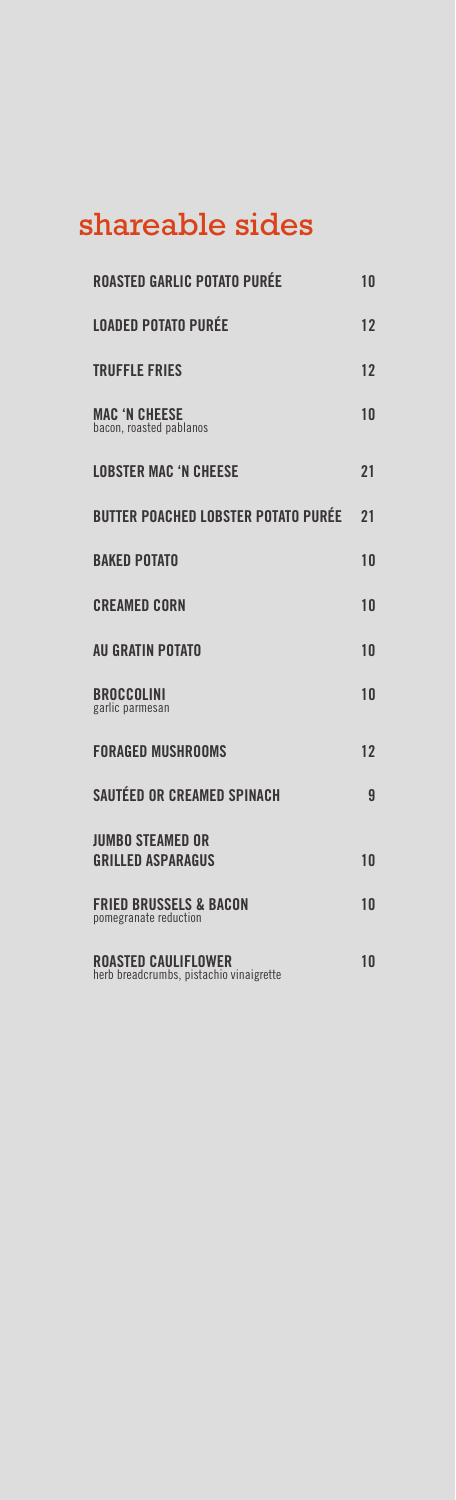# shareable sides

| | |
|---|---|
| **ROASTED GARLIC POTATO PURÉE** | 10 |
| **LOADED POTATO PURÉE** | 12 |
| **TRUFFLE FRIES** | 12 |
| **MAC 'N CHEESE**<br>bacon, roasted pablanos | 10 |
| **LOBSTER MAC 'N CHEESE** | 21 |
| **BUTTER POACHED LOBSTER POTATO PURÉE** | 21 |
| **BAKED POTATO** | 10 |
| **CREAMED CORN** | 10 |
| **AU GRATIN POTATO** | 10 |
| **BROCCOLINI**<br>garlic parmesan | 10 |
| **FORAGED MUSHROOMS** | 12 |
| **SAUTÉED OR CREAMED SPINACH** | 9 |
| **JUMBO STEAMED OR GRILLED ASPARAGUS** | 10 |
| **FRIED BRUSSELS & BACON**<br>pomegranate reduction | 10 |
| **ROASTED CAULIFLOWER**<br>herb breadcrumbs, pistachio vinaigrette | 10 |